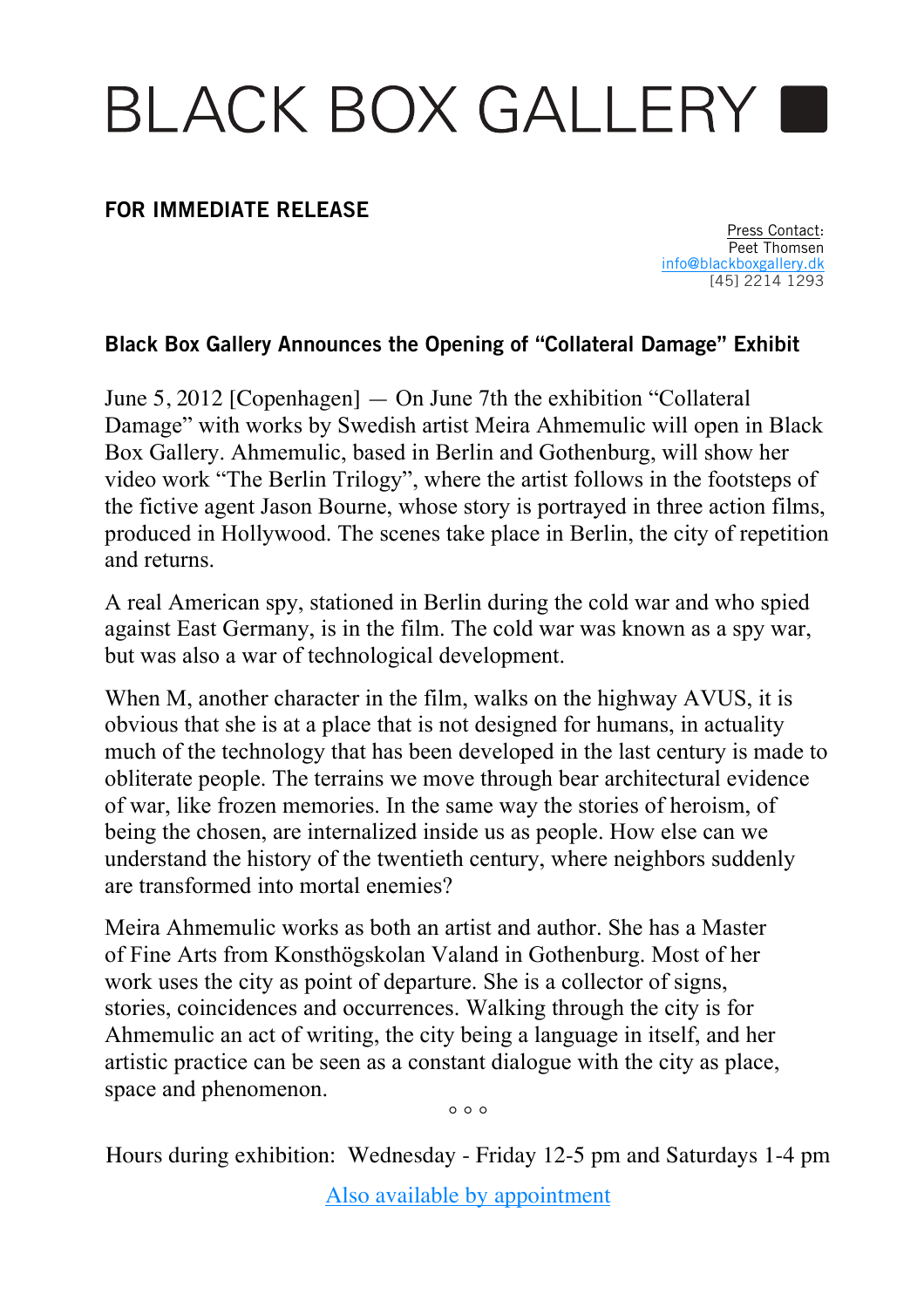# BLACK BOX GALLERY ■

**FOR IMMEDIATE RELEASE**

Press Contact:
Peet Thomsen
info@blackboxgallery.dk
[45] 2214 1293

## Black Box Gallery Announces the Opening of "Collateral Damage" Exhibit

June 5, 2012 [Copenhagen] — On June 7th the exhibition "Collateral Damage" with works by Swedish artist Meira Ahmemulic will open in Black Box Gallery. Ahmemulic, based in Berlin and Gothenburg, will show her video work "The Berlin Trilogy", where the artist follows in the footsteps of the fictive agent Jason Bourne, whose story is portrayed in three action films, produced in Hollywood. The scenes take place in Berlin, the city of repetition and returns.

A real American spy, stationed in Berlin during the cold war and who spied against East Germany, is in the film. The cold war was known as a spy war, but was also a war of technological development.

When M, another character in the film, walks on the highway AVUS, it is obvious that she is at a place that is not designed for humans, in actuality much of the technology that has been developed in the last century is made to obliterate people. The terrains we move through bear architectural evidence of war, like frozen memories. In the same way the stories of heroism, of being the chosen, are internalized inside us as people. How else can we understand the history of the twentieth century, where neighbors suddenly are transformed into mortal enemies?

Meira Ahmemulic works as both an artist and author. She has a Master of Fine Arts from Konsthögskolan Valand in Gothenburg. Most of her work uses the city as point of departure. She is a collector of signs, stories, coincidences and occurrences. Walking through the city is for Ahmemulic an act of writing, the city being a language in itself, and her artistic practice can be seen as a constant dialogue with the city as place, space and phenomenon.

○ ○ ○

Hours during exhibition: Wednesday - Friday 12-5 pm and Saturdays 1-4 pm

Also available by appointment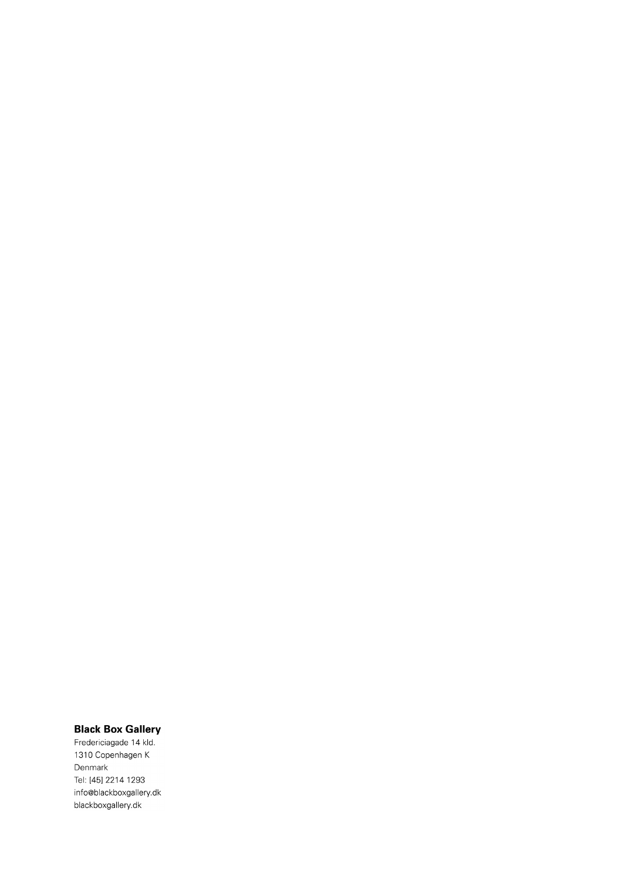**Black Box Gallery**
Fredericiagade 14 kld.
1310 Copenhagen K
Denmark
Tel: [45] 2214 1293
info@blackboxgallery.dk
blackboxgallery.dk